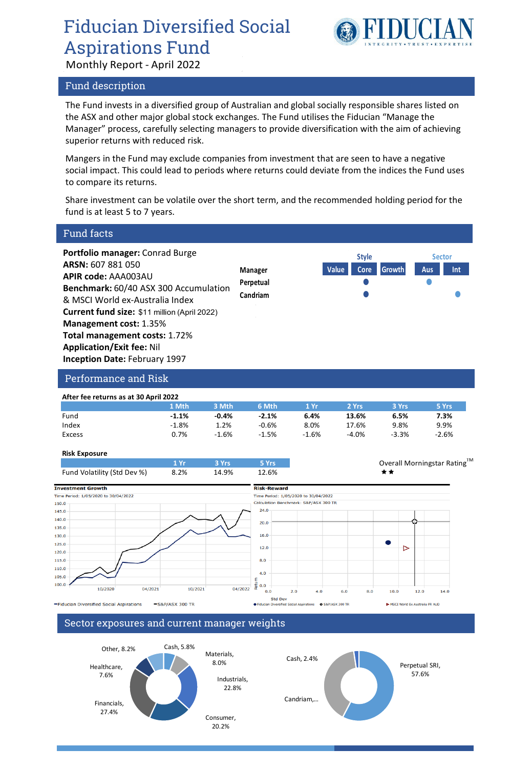# Fiducian Diversified Social Aspirations Fund

Monthly Report - April 2022

## Fund description

The Fund invests in a diversified group of Australian and global socially responsible shares listed on the ASX and other major global stock exchanges. The Fund utilises the Fiducian "Manage the Manager" process, carefully selecting managers to provide diversification with the aim of achieving superior returns with reduced risk.

Mangers in the Fund may exclude companies from investment that are seen to have a negative social impact. This could lead to periods where returns could deviate from the indices the Fund uses to compare its returns.

Share investment can be volatile over the short term, and the recommended holding period for the fund is at least 5 to 7 years.

## Fund facts

**Portfolio manager:** Conrad Burge
**ARSN:** 607 881 050
**APIR code:** AAA003AU
**Benchmark:** 60/40 ASX 300 Accumulation & MSCI World ex-Australia Index
**Current fund size:** $11 million (April 2022)
**Management cost:** 1.35%
**Total management costs:** 1.72%
**Application/Exit fee:** Nil
**Inception Date:** February 1997

| Manager | Style: Value | Style: Core | Style: Growth | Sector: Aus | Sector: Int |
|---|---|---|---|---|---|
| Perpetual | | ● | | ● | |
| Candriam | | ● | | | ● |

## Performance and Risk

**After fee returns as at 30 April 2022**

| | 1 Mth | 3 Mth | 6 Mth | 1 Yr | 2 Yrs | 3 Yrs | 5 Yrs |
|---|---|---|---|---|---|---|---|
| Fund | **-1.1%** | **-0.4%** | **-2.1%** | **6.4%** | **13.6%** | **6.5%** | **7.3%** |
| Index | -1.8% | 1.2% | -0.6% | 8.0% | 17.6% | 9.8% | 9.9% |
| Excess | 0.7% | -1.6% | -1.5% | -1.6% | -4.0% | -3.3% | -2.6% |

**Risk Exposure**

| | 1 Yr | 3 Yrs | 5 Yrs |
|---|---|---|---|
| Fund Volatility (Std Dev %) | 8.2% | 14.9% | 12.6% |

Overall Morningstar Rating™ ★★

**Investment Growth**
Time Period: 1/05/2020 to 30/04/2022
—Fiducian Diversified Social Aspirations —S&P/ASX 300 TR

**Risk-Reward**
Time Period: 1/05/2020 to 30/04/2022
Calculation Benchmark: S&P/ASX 300 TR
● Fiducian Diversified Social Aspirations ✪ S&P/ASX 300 TR ▶ MSCI World Ex Australia PR AUD

## Sector exposures and current manager weights

| Sector | Weight |
|---|---|
| Materials | 8.0% |
| Industrials | 22.8% |
| Consumer | 20.2% |
| Financials | 27.4% |
| Healthcare | 7.6% |
| Other | 8.2% |
| Cash | 5.8% |

| Manager | Weight |
|---|---|
| Perpetual SRI | 57.6% |
| Candriam | ... |
| Cash | 2.4% |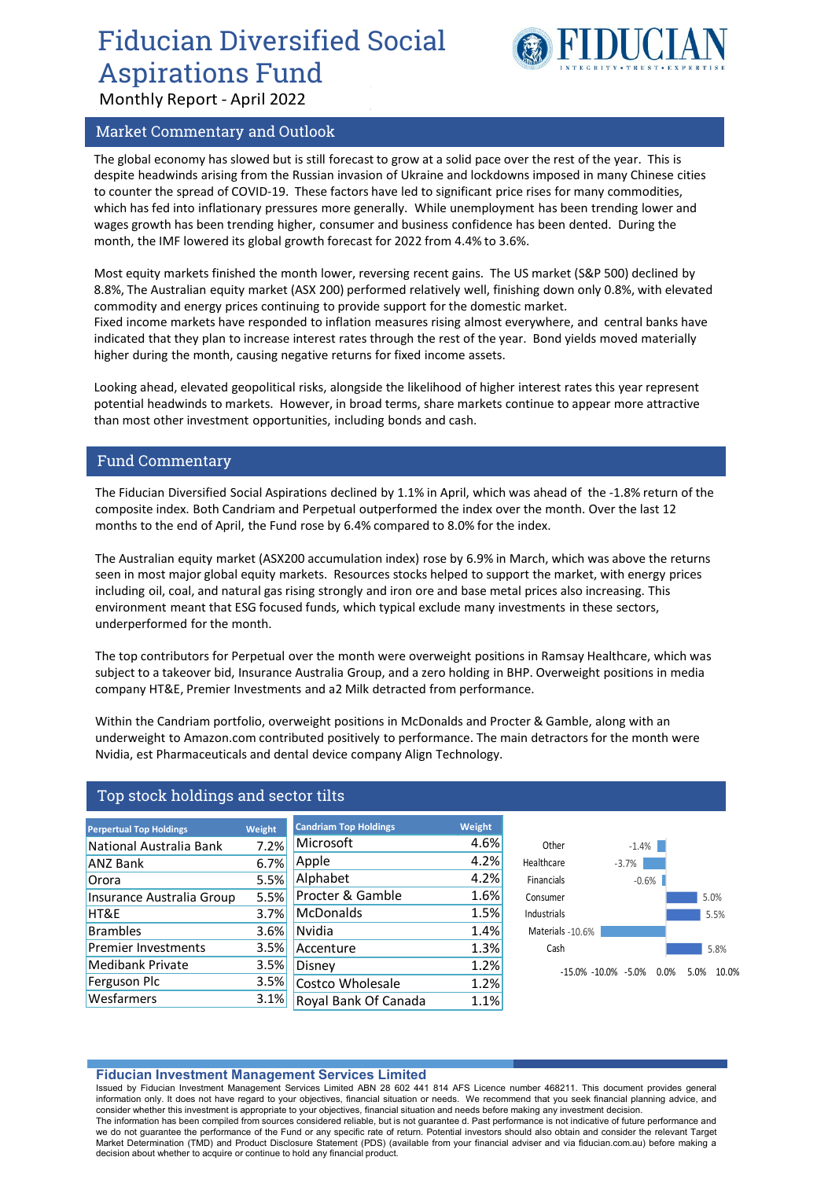# Fiducian Diversified Social Aspirations Fund

Monthly Report - April 2022

## Market Commentary and Outlook

The global economy has slowed but is still forecast to grow at a solid pace over the rest of the year. This is despite headwinds arising from the Russian invasion of Ukraine and lockdowns imposed in many Chinese cities to counter the spread of COVID-19. These factors have led to significant price rises for many commodities, which has fed into inflationary pressures more generally. While unemployment has been trending lower and wages growth has been trending higher, consumer and business confidence has been dented. During the month, the IMF lowered its global growth forecast for 2022 from 4.4% to 3.6%.

Most equity markets finished the month lower, reversing recent gains. The US market (S&P 500) declined by 8.8%, The Australian equity market (ASX 200) performed relatively well, finishing down only 0.8%, with elevated commodity and energy prices continuing to provide support for the domestic market.
Fixed income markets have responded to inflation measures rising almost everywhere, and central banks have indicated that they plan to increase interest rates through the rest of the year. Bond yields moved materially higher during the month, causing negative returns for fixed income assets.

Looking ahead, elevated geopolitical risks, alongside the likelihood of higher interest rates this year represent potential headwinds to markets. However, in broad terms, share markets continue to appear more attractive than most other investment opportunities, including bonds and cash.

## Fund Commentary

The Fiducian Diversified Social Aspirations declined by 1.1% in April, which was ahead of the -1.8% return of the composite index. Both Candriam and Perpetual outperformed the index over the month. Over the last 12 months to the end of April, the Fund rose by 6.4% compared to 8.0% for the index.

The Australian equity market (ASX200 accumulation index) rose by 6.9% in March, which was above the returns seen in most major global equity markets. Resources stocks helped to support the market, with energy prices including oil, coal, and natural gas rising strongly and iron ore and base metal prices also increasing. This environment meant that ESG focused funds, which typical exclude many investments in these sectors, underperformed for the month.

The top contributors for Perpetual over the month were overweight positions in Ramsay Healthcare, which was subject to a takeover bid, Insurance Australia Group, and a zero holding in BHP. Overweight positions in media company HT&E, Premier Investments and a2 Milk detracted from performance.

Within the Candriam portfolio, overweight positions in McDonalds and Procter & Gamble, along with an underweight to Amazon.com contributed positively to performance. The main detractors for the month were Nvidia, est Pharmaceuticals and dental device company Align Technology.

## Top stock holdings and sector tilts

| Perpetual Top Holdings | Weight |
|---|---|
| National Australia Bank | 7.2% |
| ANZ Bank | 6.7% |
| Orora | 5.5% |
| Insurance Australia Group | 5.5% |
| HT&E | 3.7% |
| Brambles | 3.6% |
| Premier Investments | 3.5% |
| Medibank Private | 3.5% |
| Ferguson Plc | 3.5% |
| Wesfarmers | 3.1% |

| Candriam Top Holdings | Weight |
|---|---|
| Microsoft | 4.6% |
| Apple | 4.2% |
| Alphabet | 4.2% |
| Procter & Gamble | 1.6% |
| McDonalds | 1.5% |
| Nvidia | 1.4% |
| Accenture | 1.3% |
| Disney | 1.2% |
| Costco Wholesale | 1.2% |
| Royal Bank Of Canada | 1.1% |

Other -1.4%
Healthcare -3.7%
Financials -0.6%
Consumer 5.0%
Industrials 5.5%
Materials -10.6%
Cash 5.8%
-15.0% -10.0% -5.0% 0.0% 5.0% 10.0%

**Fiducian Investment Management Services Limited**

Issued by Fiducian Investment Management Services Limited ABN 28 602 441 814 AFS Licence number 468211. This document provides general information only. It does not have regard to your objectives, financial situation or needs. We recommend that you seek financial planning advice, and consider whether this investment is appropriate to your objectives, financial situation and needs before making any investment decision.
The information has been compiled from sources considered reliable, but is not guarantee d. Past performance is not indicative of future performance and we do not guarantee the performance of the Fund or any specific rate of return. Potential investors should also obtain and consider the relevant Target Market Determination (TMD) and Product Disclosure Statement (PDS) (available from your financial adviser and via fiducian.com.au) before making a decision about whether to acquire or continue to hold any financial product.